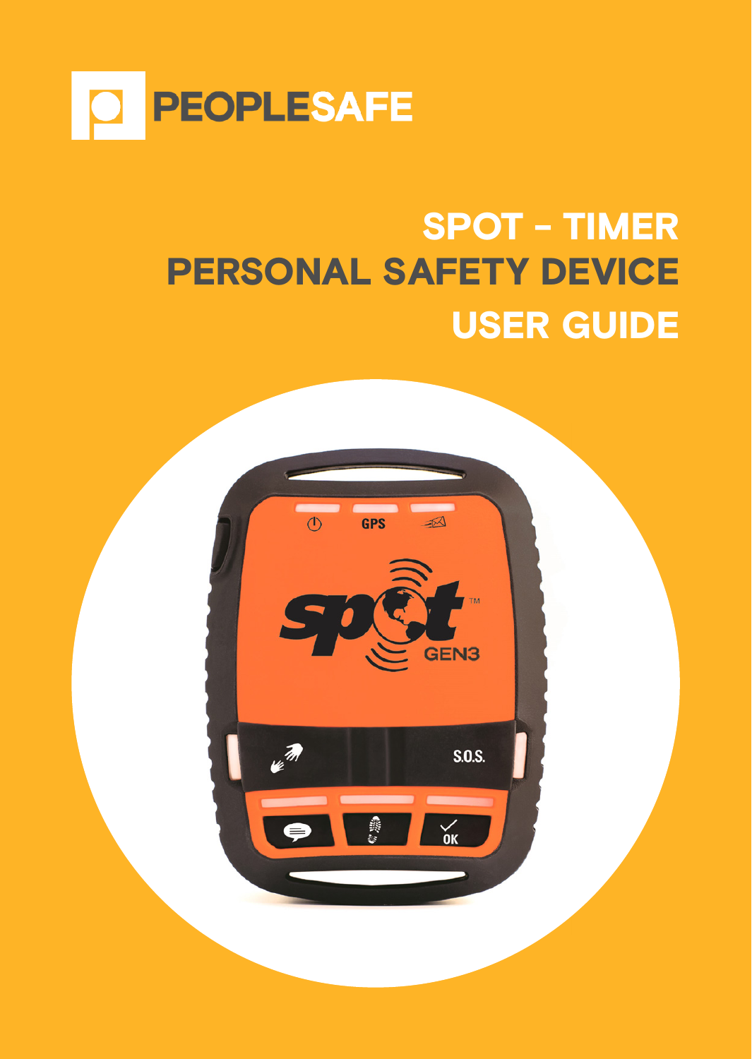PEOPLESAFE

# SPOT - TIMER
# PERSONAL SAFETY DEVICE
# USER GUIDE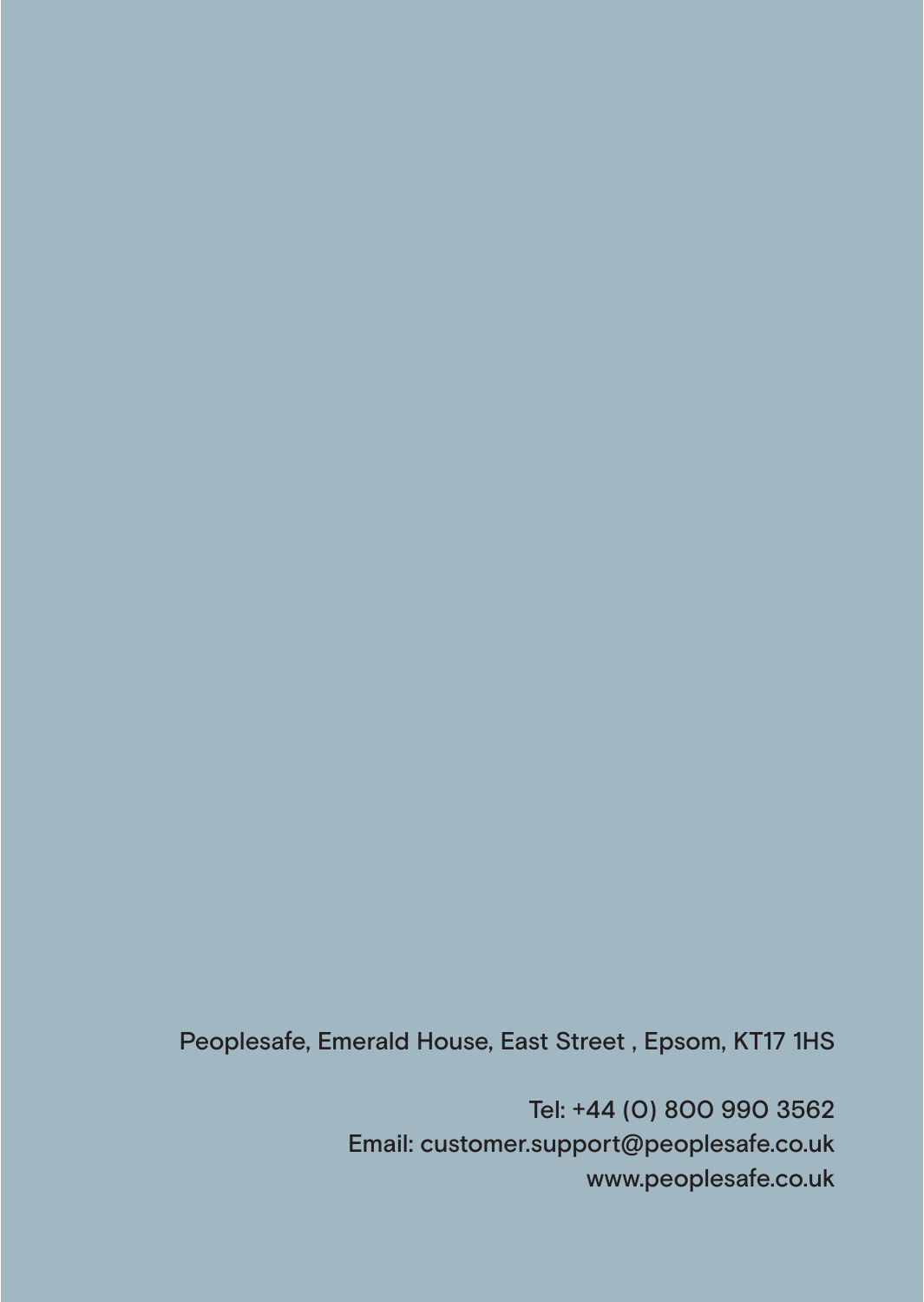Peoplesafe, Emerald House, East Street , Epsom, KT17 1HS

Tel: +44 (0) 800 990 3562
Email: customer.support@peoplesafe.co.uk
www.peoplesafe.co.uk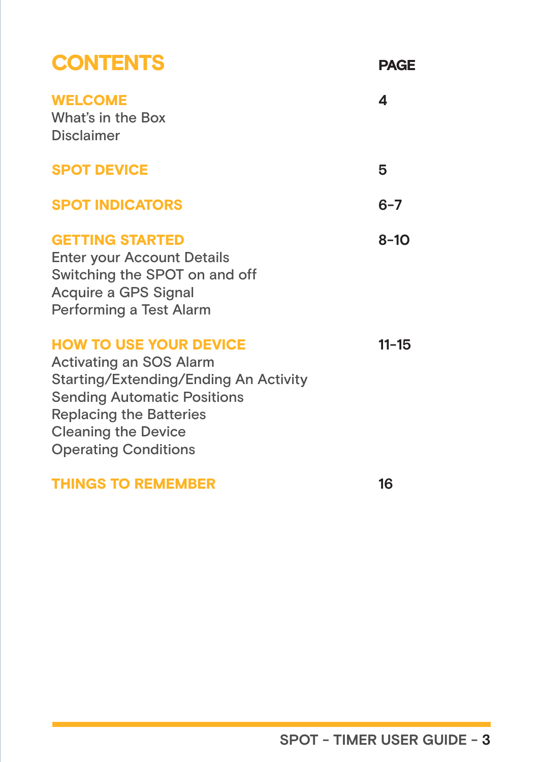# CONTENTS

| | PAGE |
|---|---|
| **WELCOME**<br>What's in the Box<br>Disclaimer | 4 |
| **SPOT DEVICE** | 5 |
| **SPOT INDICATORS** | 6-7 |
| **GETTING STARTED**<br>Enter your Account Details<br>Switching the SPOT on and off<br>Acquire a GPS Signal<br>Performing a Test Alarm | 8-10 |
| **HOW TO USE YOUR DEVICE**<br>Activating an SOS Alarm<br>Starting/Extending/Ending An Activity<br>Sending Automatic Positions<br>Replacing the Batteries<br>Cleaning the Device<br>Operating Conditions | 11-15 |
| **THINGS TO REMEMBER** | 16 |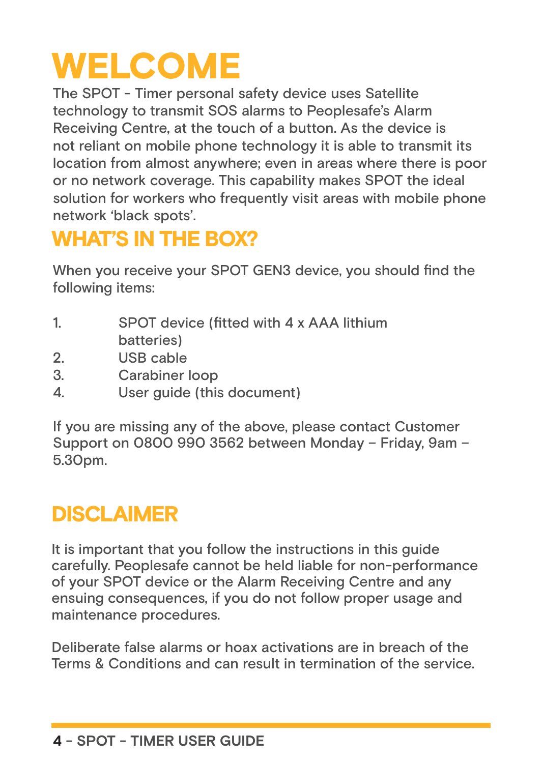# WELCOME

The SPOT - Timer personal safety device uses Satellite technology to transmit SOS alarms to Peoplesafe's Alarm Receiving Centre, at the touch of a button. As the device is not reliant on mobile phone technology it is able to transmit its location from almost anywhere; even in areas where there is poor or no network coverage. This capability makes SPOT the ideal solution for workers who frequently visit areas with mobile phone network 'black spots'.

## WHAT'S IN THE BOX?

When you receive your SPOT GEN3 device, you should find the following items:

1. SPOT device (fitted with 4 x AAA lithium batteries)
2. USB cable
3. Carabiner loop
4. User guide (this document)

If you are missing any of the above, please contact Customer Support on 0800 990 3562 between Monday – Friday, 9am – 5.30pm.

## DISCLAIMER

It is important that you follow the instructions in this guide carefully. Peoplesafe cannot be held liable for non-performance of your SPOT device or the Alarm Receiving Centre and any ensuing consequences, if you do not follow proper usage and maintenance procedures.

Deliberate false alarms or hoax activations are in breach of the Terms & Conditions and can result in termination of the service.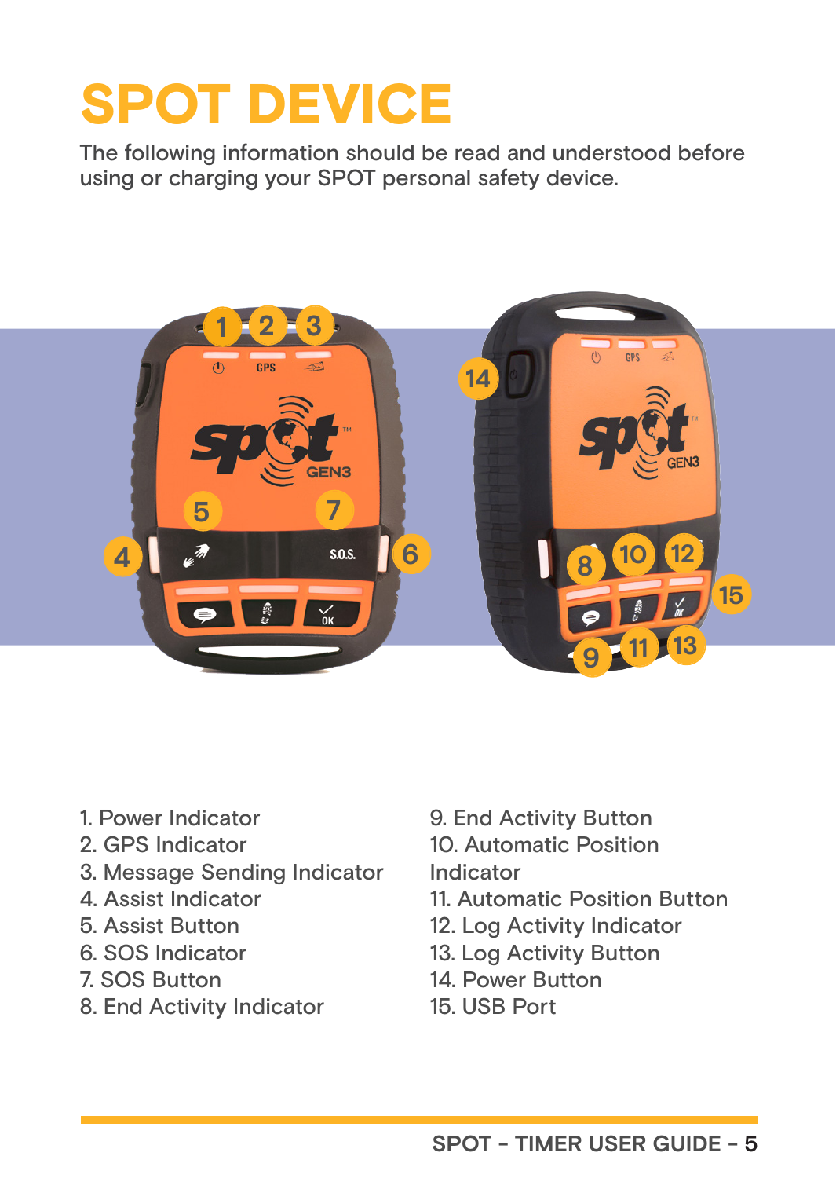# SPOT DEVICE

The following information should be read and understood before using or charging your SPOT personal safety device.

1. Power Indicator
2. GPS Indicator
3. Message Sending Indicator
4. Assist Indicator
5. Assist Button
6. SOS Indicator
7. SOS Button
8. End Activity Indicator
9. End Activity Button
10. Automatic Position Indicator
11. Automatic Position Button
12. Log Activity Indicator
13. Log Activity Button
14. Power Button
15. USB Port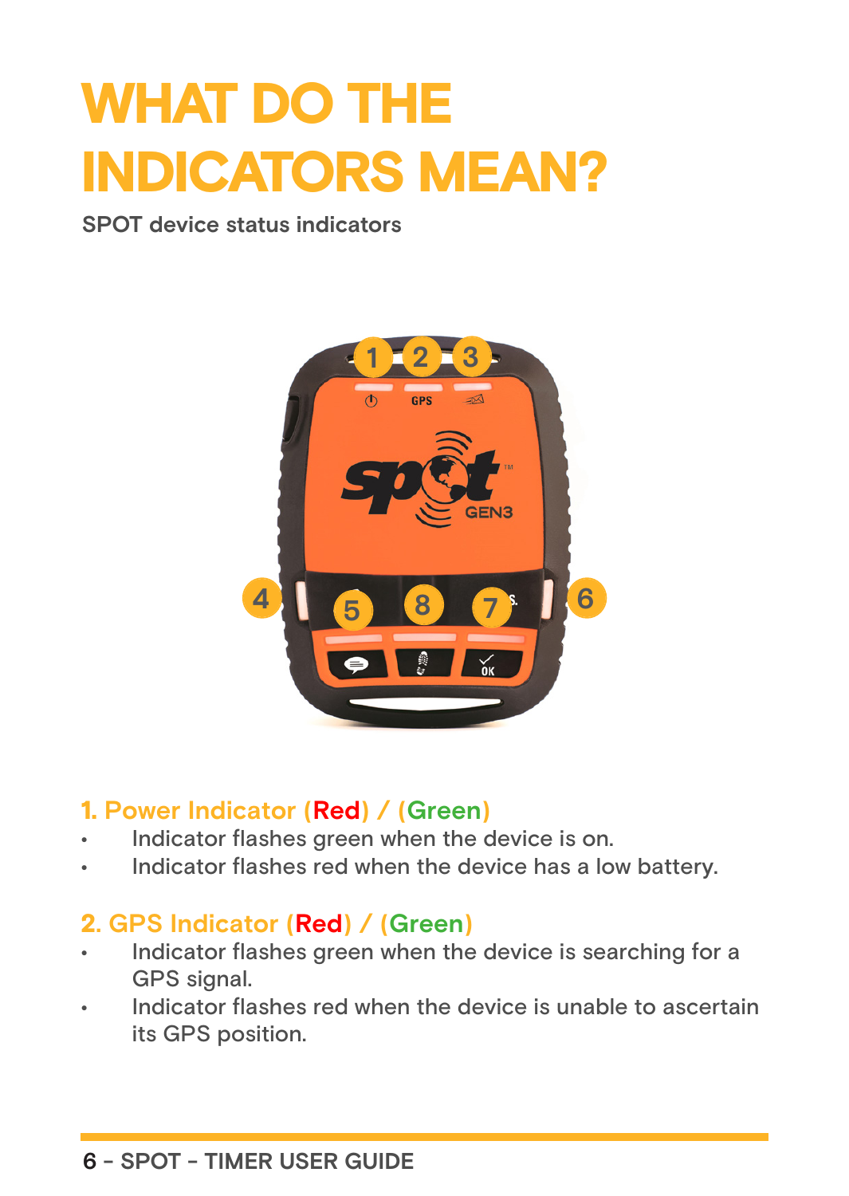# WHAT DO THE INDICATORS MEAN?

**SPOT device status indicators**

### 1. Power Indicator (Red) / (Green)

- Indicator flashes green when the device is on.
- Indicator flashes red when the device has a low battery.

### 2. GPS Indicator (Red) / (Green)

- Indicator flashes green when the device is searching for a GPS signal.
- Indicator flashes red when the device is unable to ascertain its GPS position.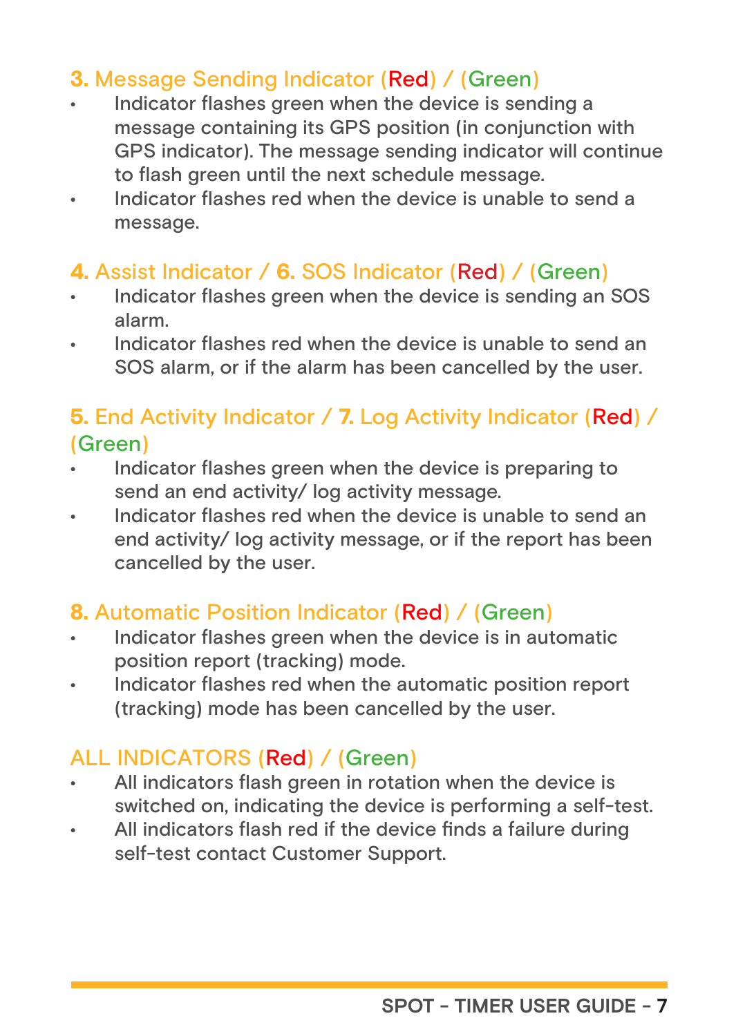### 3. Message Sending Indicator (Red) / (Green)

- Indicator flashes green when the device is sending a message containing its GPS position (in conjunction with GPS indicator). The message sending indicator will continue to flash green until the next schedule message.
- Indicator flashes red when the device is unable to send a message.

### 4. Assist Indicator / 6. SOS Indicator (Red) / (Green)

- Indicator flashes green when the device is sending an SOS alarm.
- Indicator flashes red when the device is unable to send an SOS alarm, or if the alarm has been cancelled by the user.

### 5. End Activity Indicator / 7. Log Activity Indicator (Red) / (Green)

- Indicator flashes green when the device is preparing to send an end activity/ log activity message.
- Indicator flashes red when the device is unable to send an end activity/ log activity message, or if the report has been cancelled by the user.

### 8. Automatic Position Indicator (Red) / (Green)

- Indicator flashes green when the device is in automatic position report (tracking) mode.
- Indicator flashes red when the automatic position report (tracking) mode has been cancelled by the user.

### ALL INDICATORS (Red) / (Green)

- All indicators flash green in rotation when the device is switched on, indicating the device is performing a self-test.
- All indicators flash red if the device finds a failure during self-test contact Customer Support.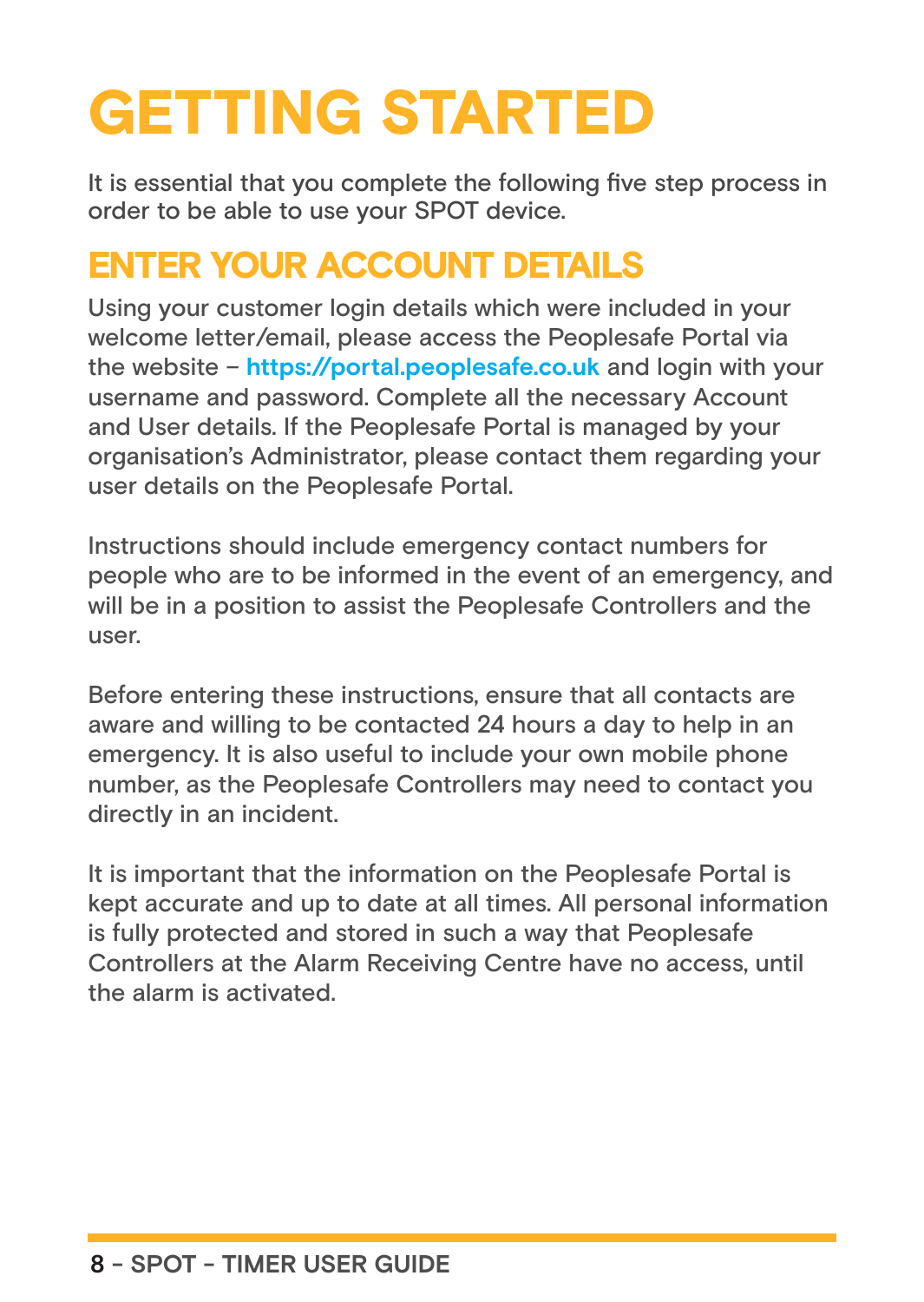# GETTING STARTED

It is essential that you complete the following five step process in order to be able to use your SPOT device.

## ENTER YOUR ACCOUNT DETAILS

Using your customer login details which were included in your welcome letter/email, please access the Peoplesafe Portal via the website – https://portal.peoplesafe.co.uk and login with your username and password. Complete all the necessary Account and User details. If the Peoplesafe Portal is managed by your organisation's Administrator, please contact them regarding your user details on the Peoplesafe Portal.

Instructions should include emergency contact numbers for people who are to be informed in the event of an emergency, and will be in a position to assist the Peoplesafe Controllers and the user.

Before entering these instructions, ensure that all contacts are aware and willing to be contacted 24 hours a day to help in an emergency. It is also useful to include your own mobile phone number, as the Peoplesafe Controllers may need to contact you directly in an incident.

It is important that the information on the Peoplesafe Portal is kept accurate and up to date at all times. All personal information is fully protected and stored in such a way that Peoplesafe Controllers at the Alarm Receiving Centre have no access, until the alarm is activated.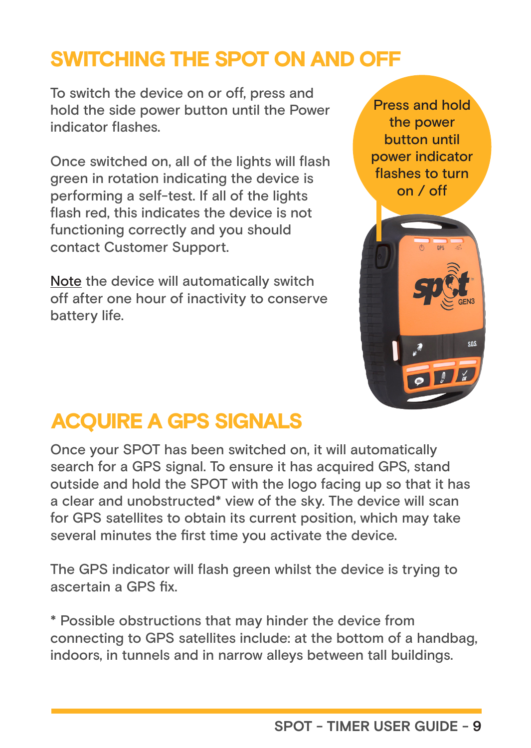## SWITCHING THE SPOT ON AND OFF

To switch the device on or off, press and hold the side power button until the Power indicator flashes.

Once switched on, all of the lights will flash green in rotation indicating the device is performing a self-test. If all of the lights flash red, this indicates the device is not functioning correctly and you should contact Customer Support.

Note the device will automatically switch off after one hour of inactivity to conserve battery life.

Press and hold the power button until power indicator flashes to turn on / off

## ACQUIRE A GPS SIGNALS

Once your SPOT has been switched on, it will automatically search for a GPS signal. To ensure it has acquired GPS, stand outside and hold the SPOT with the logo facing up so that it has a clear and unobstructed* view of the sky. The device will scan for GPS satellites to obtain its current position, which may take several minutes the first time you activate the device.

The GPS indicator will flash green whilst the device is trying to ascertain a GPS fix.

* Possible obstructions that may hinder the device from connecting to GPS satellites include: at the bottom of a handbag, indoors, in tunnels and in narrow alleys between tall buildings.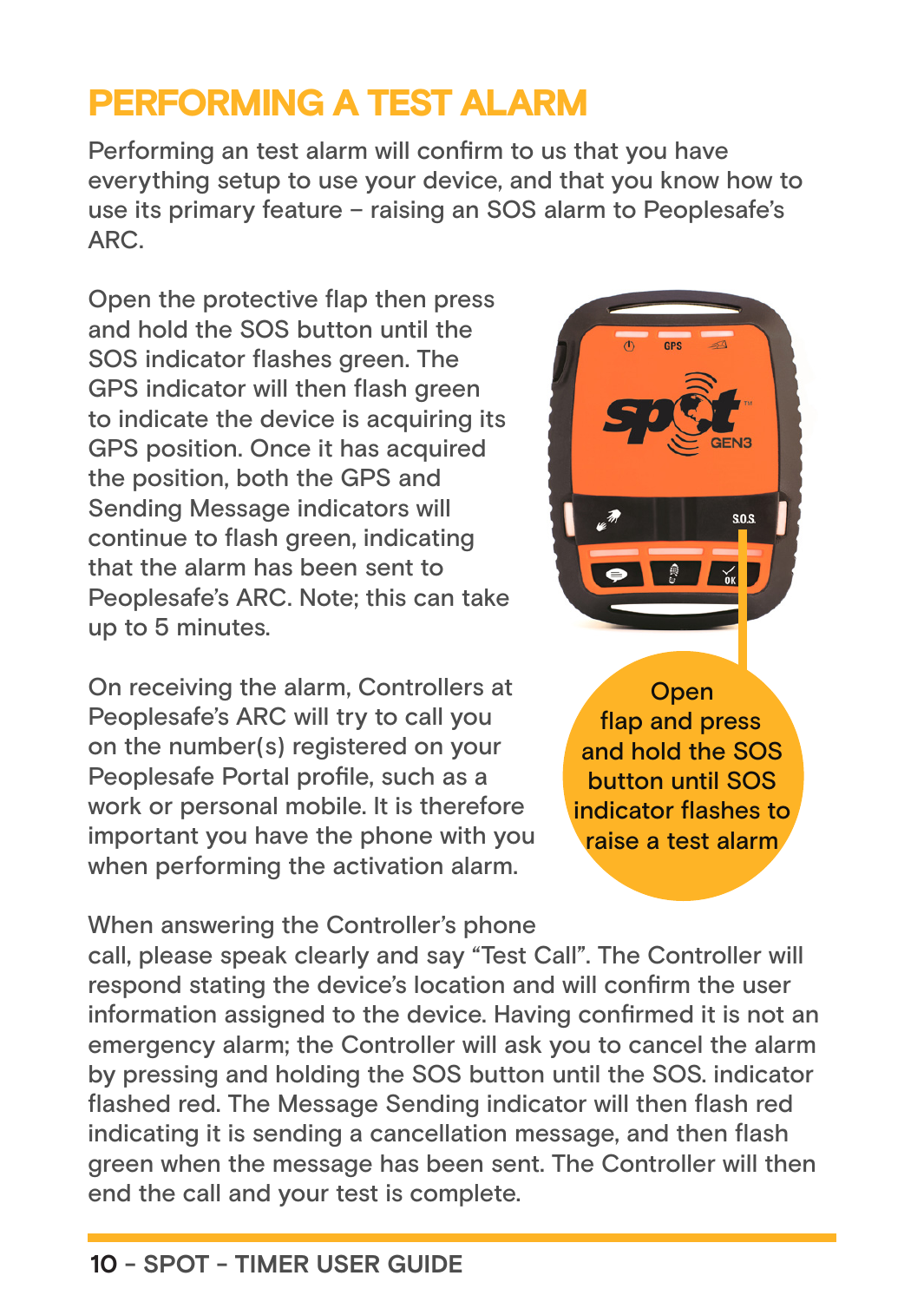# PERFORMING A TEST ALARM

Performing an test alarm will confirm to us that you have everything setup to use your device, and that you know how to use its primary feature – raising an SOS alarm to Peoplesafe's ARC.

Open the protective flap then press and hold the SOS button until the SOS indicator flashes green. The GPS indicator will then flash green to indicate the device is acquiring its GPS position. Once it has acquired the position, both the GPS and Sending Message indicators will continue to flash green, indicating that the alarm has been sent to Peoplesafe's ARC. Note; this can take up to 5 minutes.

Open flap and press and hold the SOS button until SOS indicator flashes to raise a test alarm

On receiving the alarm, Controllers at Peoplesafe's ARC will try to call you on the number(s) registered on your Peoplesafe Portal profile, such as a work or personal mobile. It is therefore important you have the phone with you when performing the activation alarm.

When answering the Controller's phone call, please speak clearly and say "Test Call". The Controller will respond stating the device's location and will confirm the user information assigned to the device. Having confirmed it is not an emergency alarm; the Controller will ask you to cancel the alarm by pressing and holding the SOS button until the SOS. indicator flashed red. The Message Sending indicator will then flash red indicating it is sending a cancellation message, and then flash green when the message has been sent. The Controller will then end the call and your test is complete.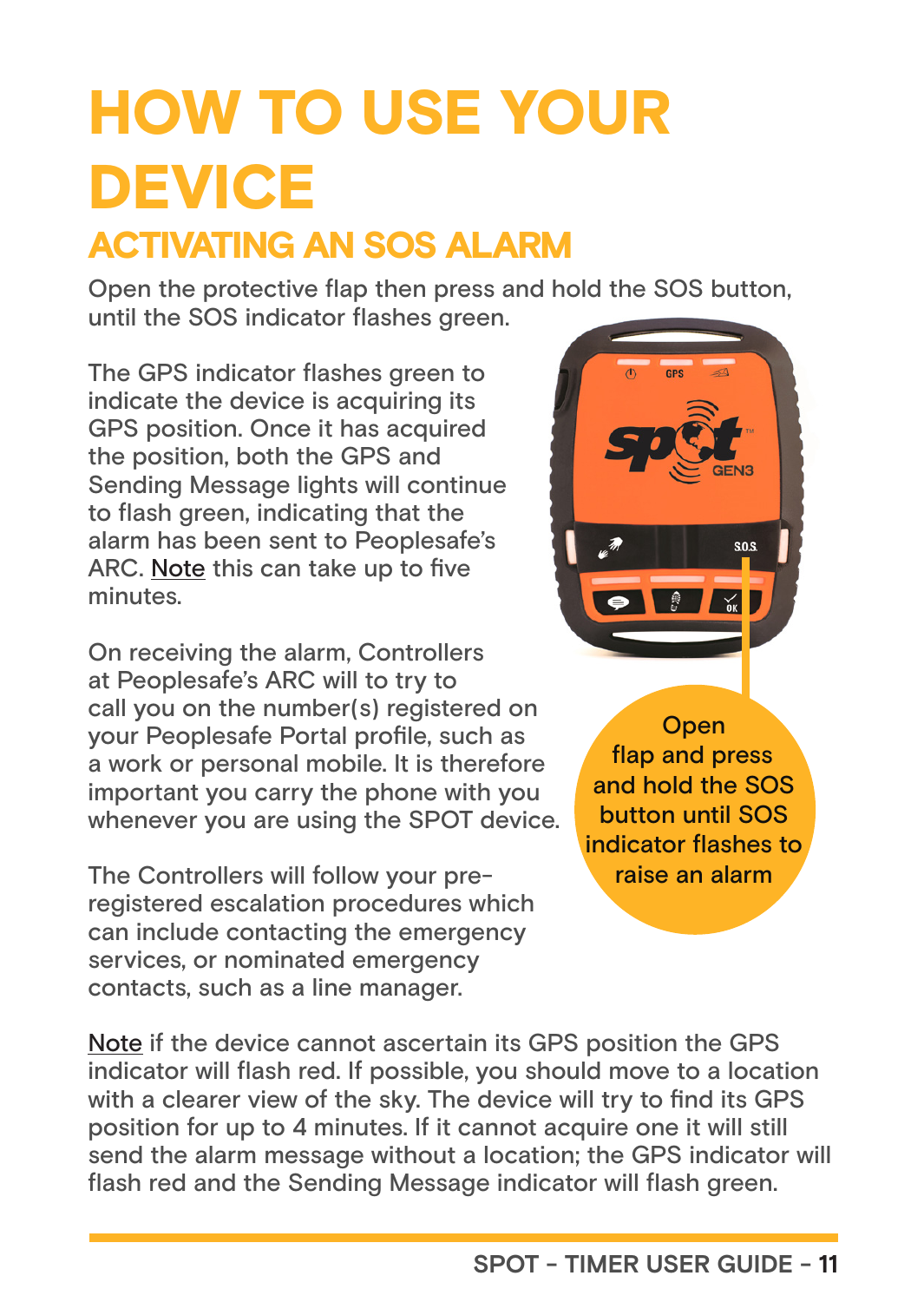# HOW TO USE YOUR DEVICE

## ACTIVATING AN SOS ALARM

Open the protective flap then press and hold the SOS button, until the SOS indicator flashes green.

The GPS indicator flashes green to indicate the device is acquiring its GPS position. Once it has acquired the position, both the GPS and Sending Message lights will continue to flash green, indicating that the alarm has been sent to Peoplesafe's ARC. Note this can take up to five minutes.

On receiving the alarm, Controllers at Peoplesafe's ARC will to try to call you on the number(s) registered on your Peoplesafe Portal profile, such as a work or personal mobile. It is therefore important you carry the phone with you whenever you are using the SPOT device.

The Controllers will follow your pre-registered escalation procedures which can include contacting the emergency services, or nominated emergency contacts, such as a line manager.

Open flap and press and hold the SOS button until SOS indicator flashes to raise an alarm

Note if the device cannot ascertain its GPS position the GPS indicator will flash red. If possible, you should move to a location with a clearer view of the sky. The device will try to find its GPS position for up to 4 minutes. If it cannot acquire one it will still send the alarm message without a location; the GPS indicator will flash red and the Sending Message indicator will flash green.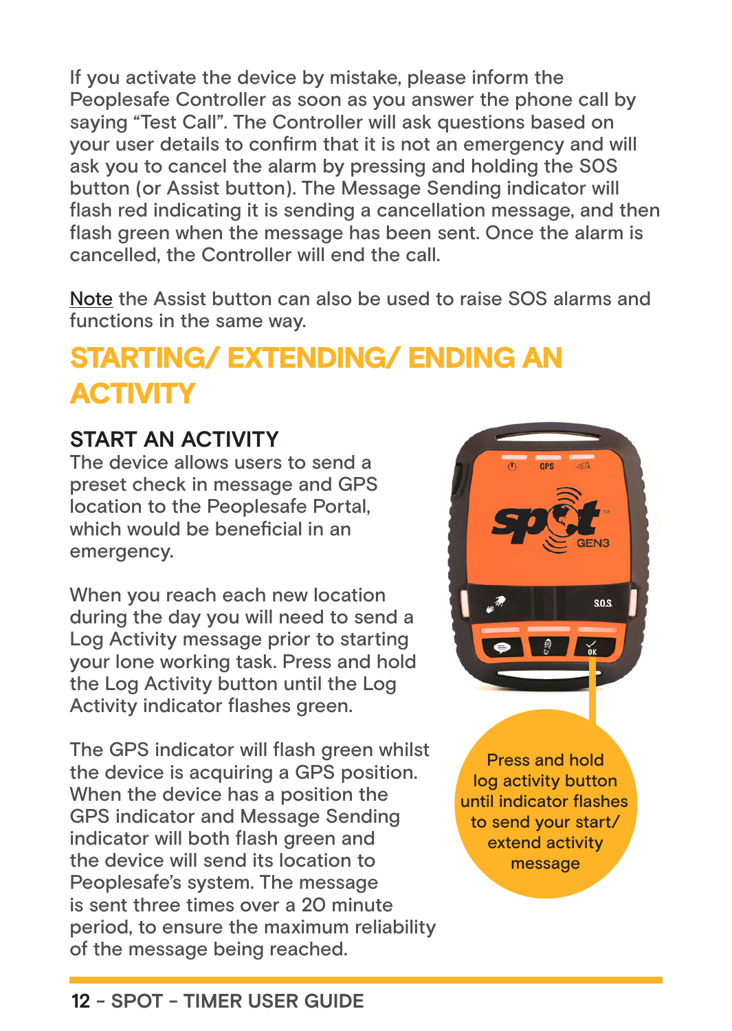If you activate the device by mistake, please inform the Peoplesafe Controller as soon as you answer the phone call by saying “Test Call”. The Controller will ask questions based on your user details to confirm that it is not an emergency and will ask you to cancel the alarm by pressing and holding the SOS button (or Assist button). The Message Sending indicator will flash red indicating it is sending a cancellation message, and then flash green when the message has been sent. Once the alarm is cancelled, the Controller will end the call.

Note the Assist button can also be used to raise SOS alarms and functions in the same way.

## STARTING/ EXTENDING/ ENDING AN ACTIVITY

### START AN ACTIVITY

The device allows users to send a preset check in message and GPS location to the Peoplesafe Portal, which would be beneficial in an emergency.

When you reach each new location during the day you will need to send a Log Activity message prior to starting your lone working task. Press and hold the Log Activity button until the Log Activity indicator flashes green.

The GPS indicator will flash green whilst the device is acquiring a GPS position. When the device has a position the GPS indicator and Message Sending indicator will both flash green and the device will send its location to Peoplesafe's system. The message is sent three times over a 20 minute period, to ensure the maximum reliability of the message being reached.

Press and hold log activity button until indicator flashes to send your start/ extend activity message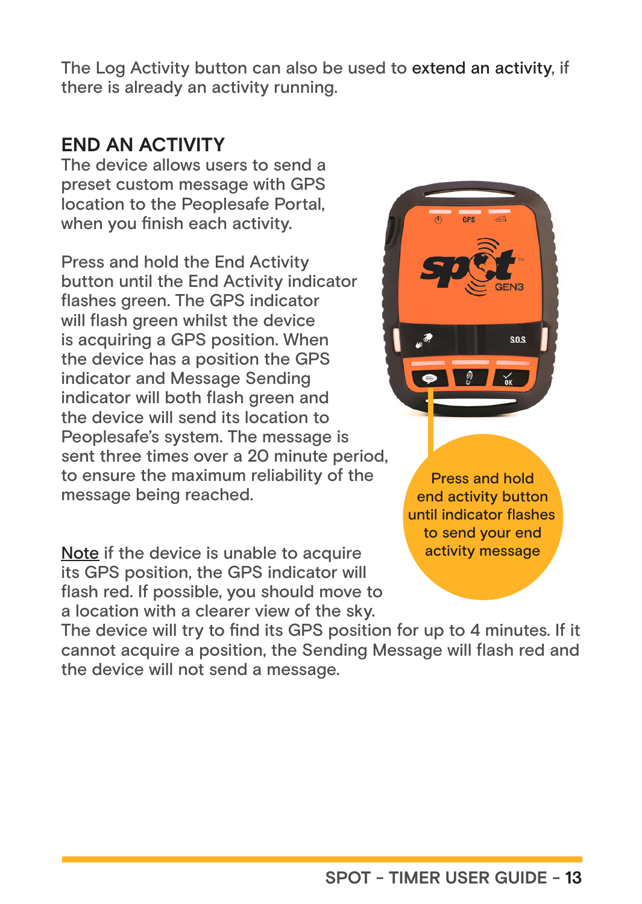The Log Activity button can also be used to extend an activity, if there is already an activity running.

## END AN ACTIVITY

The device allows users to send a preset custom message with GPS location to the Peoplesafe Portal, when you finish each activity.

Press and hold the End Activity button until the End Activity indicator flashes green. The GPS indicator will flash green whilst the device is acquiring a GPS position. When the device has a position the GPS indicator and Message Sending indicator will both flash green and the device will send its location to Peoplesafe's system. The message is sent three times over a 20 minute period, to ensure the maximum reliability of the message being reached.

Press and hold end activity button until indicator flashes to send your end activity message

Note if the device is unable to acquire its GPS position, the GPS indicator will flash red. If possible, you should move to a location with a clearer view of the sky. The device will try to find its GPS position for up to 4 minutes. If it cannot acquire a position, the Sending Message will flash red and the device will not send a message.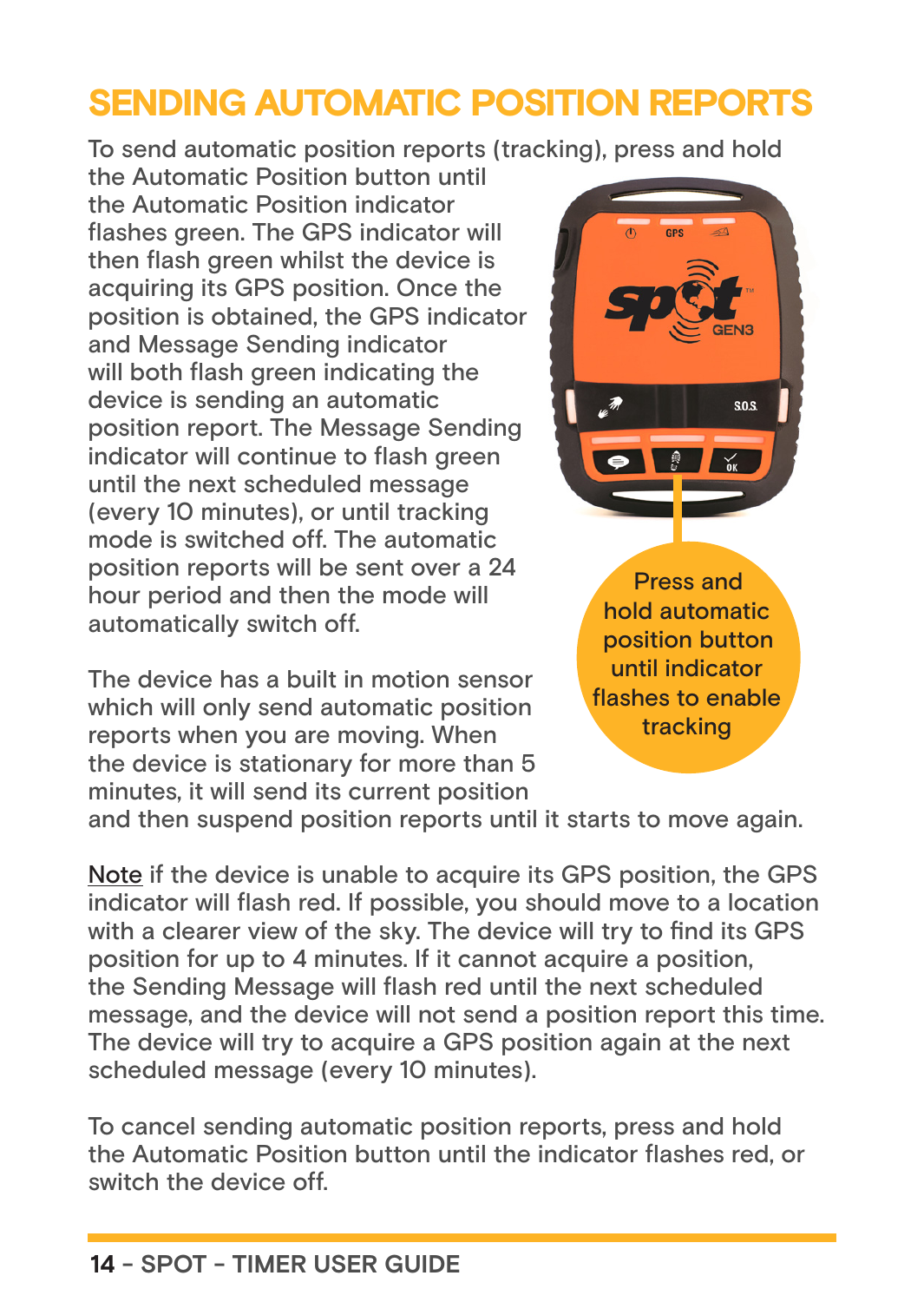# SENDING AUTOMATIC POSITION REPORTS

To send automatic position reports (tracking), press and hold the Automatic Position button until the Automatic Position indicator flashes green. The GPS indicator will then flash green whilst the device is acquiring its GPS position. Once the position is obtained, the GPS indicator and Message Sending indicator will both flash green indicating the device is sending an automatic position report. The Message Sending indicator will continue to flash green until the next scheduled message (every 10 minutes), or until tracking mode is switched off. The automatic position reports will be sent over a 24 hour period and then the mode will automatically switch off.

Press and hold automatic position button until indicator flashes to enable tracking

The device has a built in motion sensor which will only send automatic position reports when you are moving. When the device is stationary for more than 5 minutes, it will send its current position and then suspend position reports until it starts to move again.

Note if the device is unable to acquire its GPS position, the GPS indicator will flash red. If possible, you should move to a location with a clearer view of the sky. The device will try to find its GPS position for up to 4 minutes. If it cannot acquire a position, the Sending Message will flash red until the next scheduled message, and the device will not send a position report this time. The device will try to acquire a GPS position again at the next scheduled message (every 10 minutes).

To cancel sending automatic position reports, press and hold the Automatic Position button until the indicator flashes red, or switch the device off.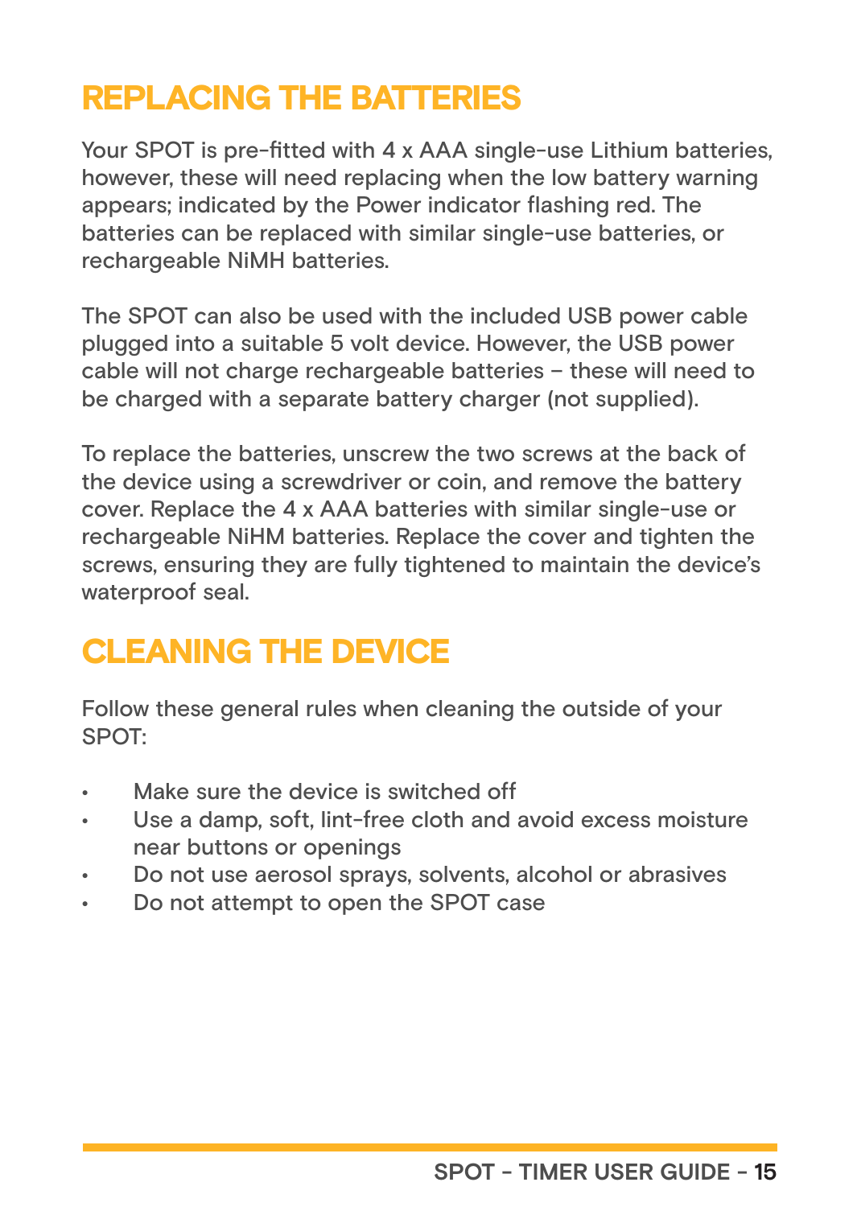## REPLACING THE BATTERIES

Your SPOT is pre-fitted with 4 x AAA single-use Lithium batteries, however, these will need replacing when the low battery warning appears; indicated by the Power indicator flashing red. The batteries can be replaced with similar single-use batteries, or rechargeable NiMH batteries.

The SPOT can also be used with the included USB power cable plugged into a suitable 5 volt device. However, the USB power cable will not charge rechargeable batteries – these will need to be charged with a separate battery charger (not supplied).

To replace the batteries, unscrew the two screws at the back of the device using a screwdriver or coin, and remove the battery cover. Replace the 4 x AAA batteries with similar single-use or rechargeable NiHM batteries. Replace the cover and tighten the screws, ensuring they are fully tightened to maintain the device's waterproof seal.

## CLEANING THE DEVICE

Follow these general rules when cleaning the outside of your SPOT:

- Make sure the device is switched off
- Use a damp, soft, lint-free cloth and avoid excess moisture near buttons or openings
- Do not use aerosol sprays, solvents, alcohol or abrasives
- Do not attempt to open the SPOT case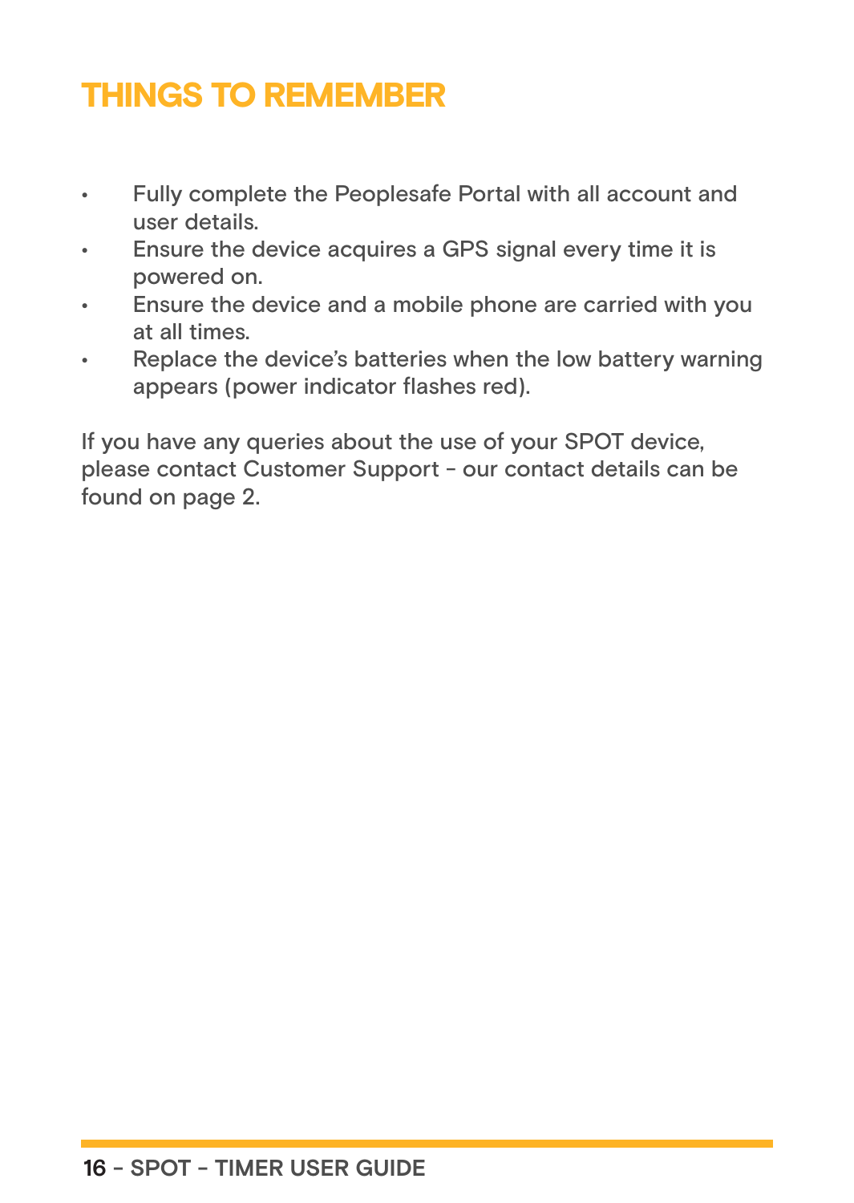# THINGS TO REMEMBER

- Fully complete the Peoplesafe Portal with all account and user details.
- Ensure the device acquires a GPS signal every time it is powered on.
- Ensure the device and a mobile phone are carried with you at all times.
- Replace the device's batteries when the low battery warning appears (power indicator flashes red).

If you have any queries about the use of your SPOT device, please contact Customer Support - our contact details can be found on page 2.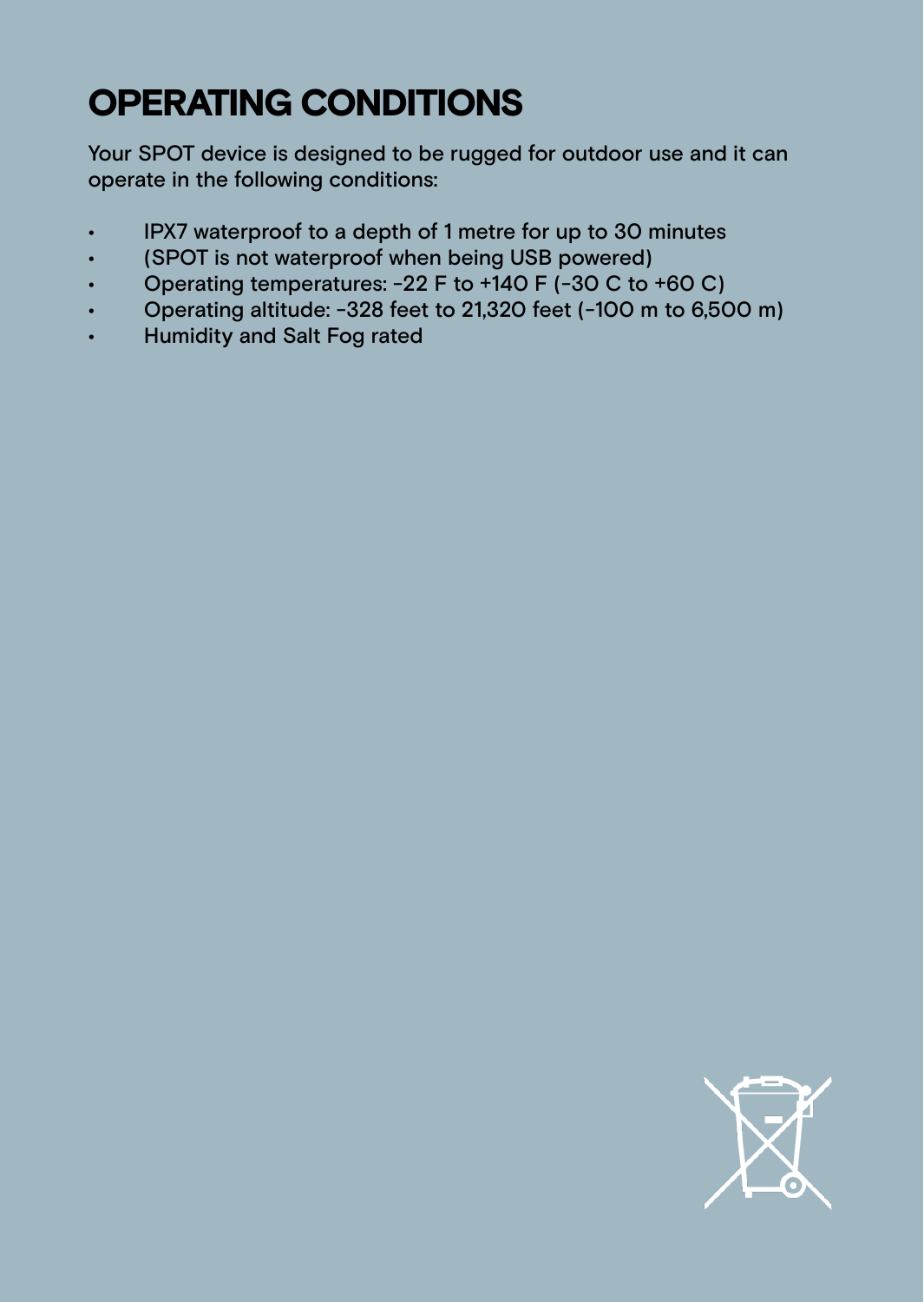# OPERATING CONDITIONS

Your SPOT device is designed to be rugged for outdoor use and it can operate in the following conditions:

- IPX7 waterproof to a depth of 1 metre for up to 30 minutes
- (SPOT is not waterproof when being USB powered)
- Operating temperatures: -22 F to +140 F (-30 C to +60 C)
- Operating altitude: -328 feet to 21,320 feet (-100 m to 6,500 m)
- Humidity and Salt Fog rated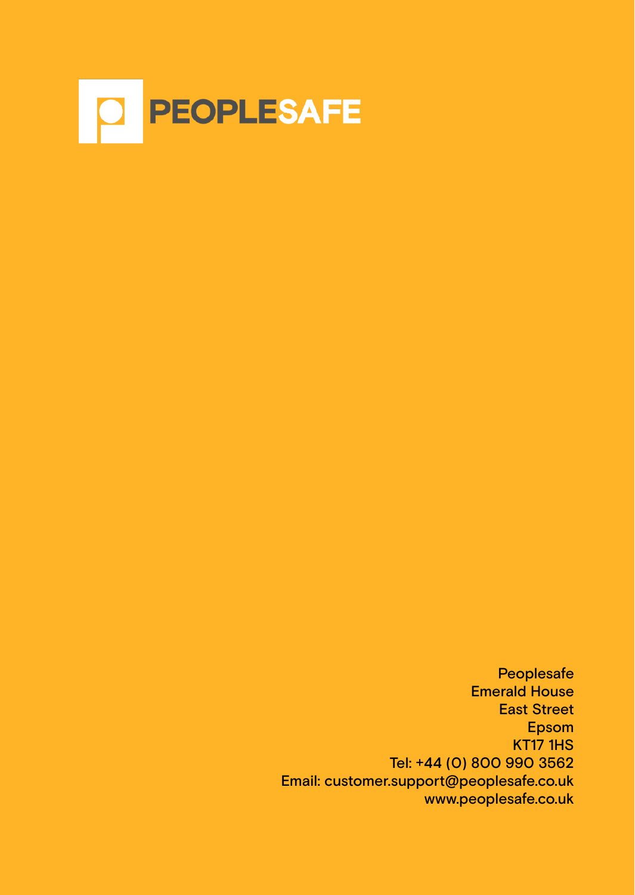PEOPLESAFE

Peoplesafe
Emerald House
East Street
Epsom
KT17 1HS
Tel: +44 (0) 800 990 3562
Email: customer.support@peoplesafe.co.uk
www.peoplesafe.co.uk